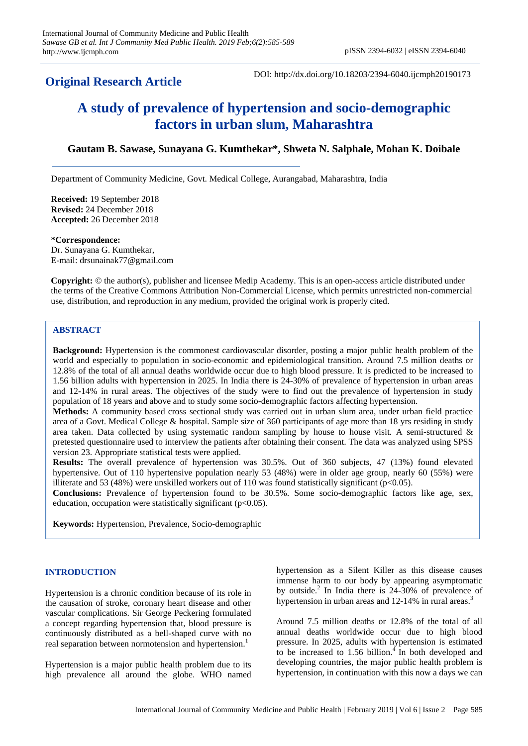**Original Research Article**

DOI: http://dx.doi.org/10.18203/2394-6040.ijcmph20190173

# A study of prevalence of hypertension and socio-demographic factors in urban slum, Maharashtra

**Gautam B. Sawase, Sunayana G. Kumthekar*, Shweta N. Salphale, Mohan K. Doibale**

Department of Community Medicine, Govt. Medical College, Aurangabad, Maharashtra, India

**Received:** 19 September 2018
**Revised:** 24 December 2018
**Accepted:** 26 December 2018

***Correspondence:**
Dr. Sunayana G. Kumthekar,
E-mail: drsunainak77@gmail.com

**Copyright:** © the author(s), publisher and licensee Medip Academy. This is an open-access article distributed under the terms of the Creative Commons Attribution Non-Commercial License, which permits unrestricted non-commercial use, distribution, and reproduction in any medium, provided the original work is properly cited.

## ABSTRACT

**Background:** Hypertension is the commonest cardiovascular disorder, posting a major public health problem of the world and especially to population in socio-economic and epidemiological transition. Around 7.5 million deaths or 12.8% of the total of all annual deaths worldwide occur due to high blood pressure. It is predicted to be increased to 1.56 billion adults with hypertension in 2025. In India there is 24-30% of prevalence of hypertension in urban areas and 12-14% in rural areas. The objectives of the study were to find out the prevalence of hypertension in study population of 18 years and above and to study some socio-demographic factors affecting hypertension.

**Methods:** A community based cross sectional study was carried out in urban slum area, under urban field practice area of a Govt. Medical College & hospital. Sample size of 360 participants of age more than 18 yrs residing in study area taken. Data collected by using systematic random sampling by house to house visit. A semi-structured & pretested questionnaire used to interview the patients after obtaining their consent. The data was analyzed using SPSS version 23. Appropriate statistical tests were applied.

**Results:** The overall prevalence of hypertension was 30.5%. Out of 360 subjects, 47 (13%) found elevated hypertensive. Out of 110 hypertensive population nearly 53 (48%) were in older age group, nearly 60 (55%) were illiterate and 53 (48%) were unskilled workers out of 110 was found statistically significant ($p<0.05$).

**Conclusions:** Prevalence of hypertension found to be 30.5%. Some socio-demographic factors like age, sex, education, occupation were statistically significant ($p<0.05$).

**Keywords:** Hypertension, Prevalence, Socio-demographic

## INTRODUCTION

Hypertension is a chronic condition because of its role in the causation of stroke, coronary heart disease and other vascular complications. Sir George Peckering formulated a concept regarding hypertension that, blood pressure is continuously distributed as a bell-shaped curve with no real separation between normotension and hypertension.[1]

Hypertension is a major public health problem due to its high prevalence all around the globe. WHO named hypertension as a Silent Killer as this disease causes immense harm to our body by appearing asymptomatic by outside.[2] In India there is 24-30% of prevalence of hypertension in urban areas and 12-14% in rural areas.[3]

Around 7.5 million deaths or 12.8% of the total of all annual deaths worldwide occur due to high blood pressure. In 2025, adults with hypertension is estimated to be increased to 1.56 billion.[4] In both developed and developing countries, the major public health problem is hypertension, in continuation with this now a days we can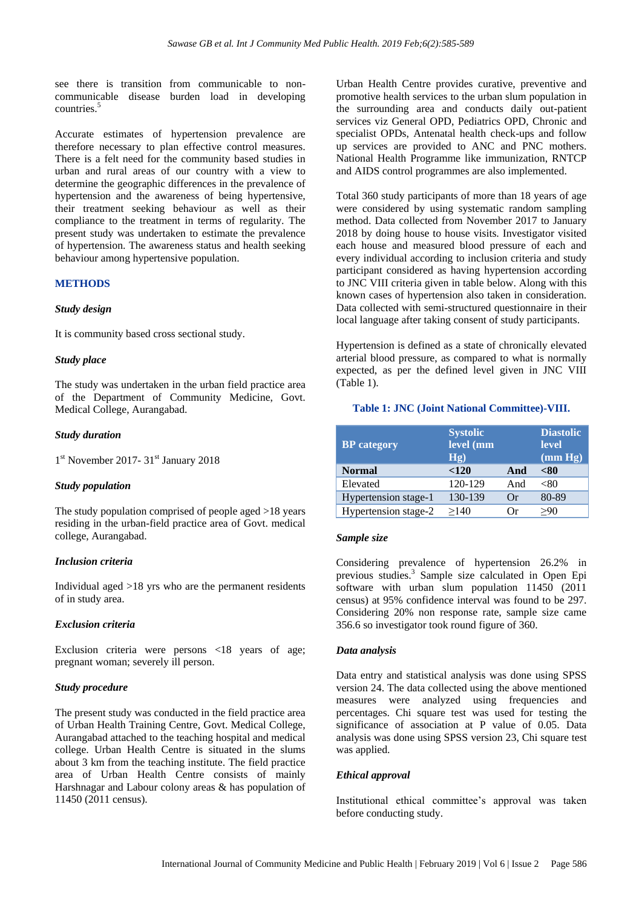see there is transition from communicable to non-communicable disease burden load in developing countries.[5]

Accurate estimates of hypertension prevalence are therefore necessary to plan effective control measures. There is a felt need for the community based studies in urban and rural areas of our country with a view to determine the geographic differences in the prevalence of hypertension and the awareness of being hypertensive, their treatment seeking behaviour as well as their compliance to the treatment in terms of regularity. The present study was undertaken to estimate the prevalence of hypertension. The awareness status and health seeking behaviour among hypertensive population.

## METHODS

### *Study design*

It is community based cross sectional study.

### *Study place*

The study was undertaken in the urban field practice area of the Department of Community Medicine, Govt. Medical College, Aurangabad.

### *Study duration*

1st November 2017- 31st January 2018

### *Study population*

The study population comprised of people aged >18 years residing in the urban-field practice area of Govt. medical college, Aurangabad.

### *Inclusion criteria*

Individual aged >18 yrs who are the permanent residents of in study area.

### *Exclusion criteria*

Exclusion criteria were persons <18 years of age; pregnant woman; severely ill person.

### *Study procedure*

The present study was conducted in the field practice area of Urban Health Training Centre, Govt. Medical College, Aurangabad attached to the teaching hospital and medical college. Urban Health Centre is situated in the slums about 3 km from the teaching institute. The field practice area of Urban Health Centre consists of mainly Harshnagar and Labour colony areas & has population of 11450 (2011 census).

Urban Health Centre provides curative, preventive and promotive health services to the urban slum population in the surrounding area and conducts daily out-patient services viz General OPD, Pediatrics OPD, Chronic and specialist OPDs, Antenatal health check-ups and follow up services are provided to ANC and PNC mothers. National Health Programme like immunization, RNTCP and AIDS control programmes are also implemented.

Total 360 study participants of more than 18 years of age were considered by using systematic random sampling method. Data collected from November 2017 to January 2018 by doing house to house visits. Investigator visited each house and measured blood pressure of each and every individual according to inclusion criteria and study participant considered as having hypertension according to JNC VIII criteria given in table below. Along with this known cases of hypertension also taken in consideration. Data collected with semi-structured questionnaire in their local language after taking consent of study participants.

Hypertension is defined as a state of chronically elevated arterial blood pressure, as compared to what is normally expected, as per the defined level given in JNC VIII (Table 1).

**Table 1: JNC (Joint National Committee)-VIII.**

| BP category | Systolic level (mm Hg) | | Diastolic level (mm Hg) |
|---|---|---|---|
| **Normal** | **<120** | **And** | **<80** |
| Elevated | 120-129 | And | <80 |
| Hypertension stage-1 | 130-139 | Or | 80-89 |
| Hypertension stage-2 | ≥140 | Or | ≥90 |

### *Sample size*

Considering prevalence of hypertension 26.2% in previous studies.[3] Sample size calculated in Open Epi software with urban slum population 11450 (2011 census) at 95% confidence interval was found to be 297. Considering 20% non response rate, sample size came 356.6 so investigator took round figure of 360.

### *Data analysis*

Data entry and statistical analysis was done using SPSS version 24. The data collected using the above mentioned measures were analyzed using frequencies and percentages. Chi square test was used for testing the significance of association at P value of 0.05. Data analysis was done using SPSS version 23, Chi square test was applied.

### *Ethical approval*

Institutional ethical committee's approval was taken before conducting study.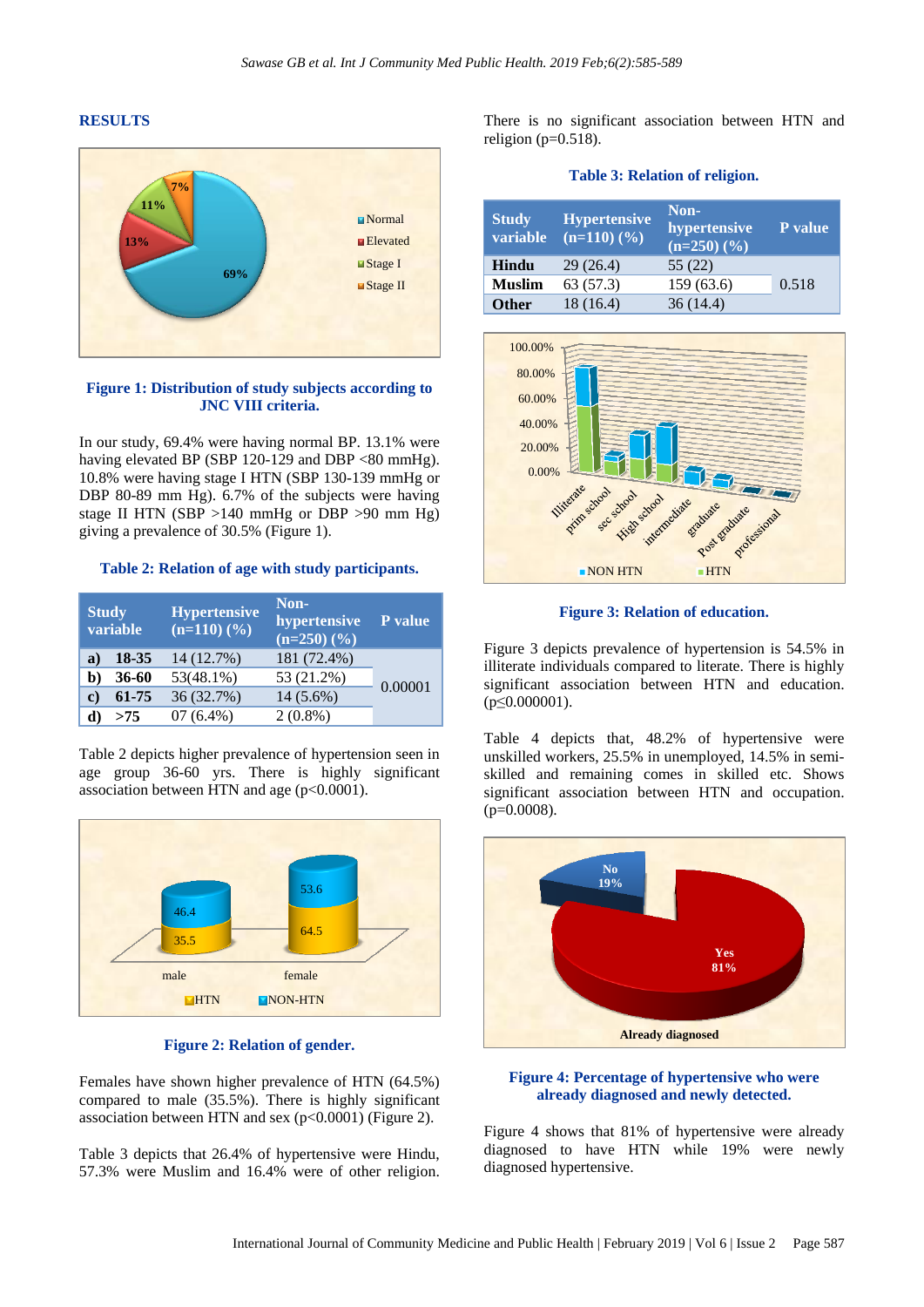## RESULTS

**Figure 1: Distribution of study subjects according to JNC VIII criteria.**

In our study, 69.4% were having normal BP. 13.1% were having elevated BP (SBP 120-129 and DBP <80 mmHg). 10.8% were having stage I HTN (SBP 130-139 mmHg or DBP 80-89 mm Hg). 6.7% of the subjects were having stage II HTN (SBP >140 mmHg or DBP >90 mm Hg) giving a prevalence of 30.5% (Figure 1).

**Table 2: Relation of age with study participants.**

| Study variable | Hypertensive (n=110) (%) | Non-hypertensive (n=250) (%) | P value |
|---|---|---|---|
| a) 18-35 | 14 (12.7%) | 181 (72.4%) | 0.00001 |
| b) 36-60 | 53(48.1%) | 53 (21.2%) | |
| c) 61-75 | 36 (32.7%) | 14 (5.6%) | |
| d) >75 | 07 (6.4%) | 2 (0.8%) | |

Table 2 depicts higher prevalence of hypertension seen in age group 36-60 yrs. There is highly significant association between HTN and age (p<0.0001).

**Figure 2: Relation of gender.**

Females have shown higher prevalence of HTN (64.5%) compared to male (35.5%). There is highly significant association between HTN and sex (p<0.0001) (Figure 2).

Table 3 depicts that 26.4% of hypertensive were Hindu, 57.3% were Muslim and 16.4% were of other religion. There is no significant association between HTN and religion (p=0.518).

**Table 3: Relation of religion.**

| Study variable | Hypertensive (n=110) (%) | Non-hypertensive (n=250) (%) | P value |
|---|---|---|---|
| Hindu | 29 (26.4) | 55 (22) | 0.518 |
| Muslim | 63 (57.3) | 159 (63.6) | |
| Other | 18 (16.4) | 36 (14.4) | |

**Figure 3: Relation of education.**

Figure 3 depicts prevalence of hypertension is 54.5% in illiterate individuals compared to literate. There is highly significant association between HTN and education. (p≤0.000001).

Table 4 depicts that, 48.2% of hypertensive were unskilled workers, 25.5% in unemployed, 14.5% in semi-skilled and remaining comes in skilled etc. Shows significant association between HTN and occupation. (p=0.0008).

**Figure 4: Percentage of hypertensive who were already diagnosed and newly detected.**

Figure 4 shows that 81% of hypertensive were already diagnosed to have HTN while 19% were newly diagnosed hypertensive.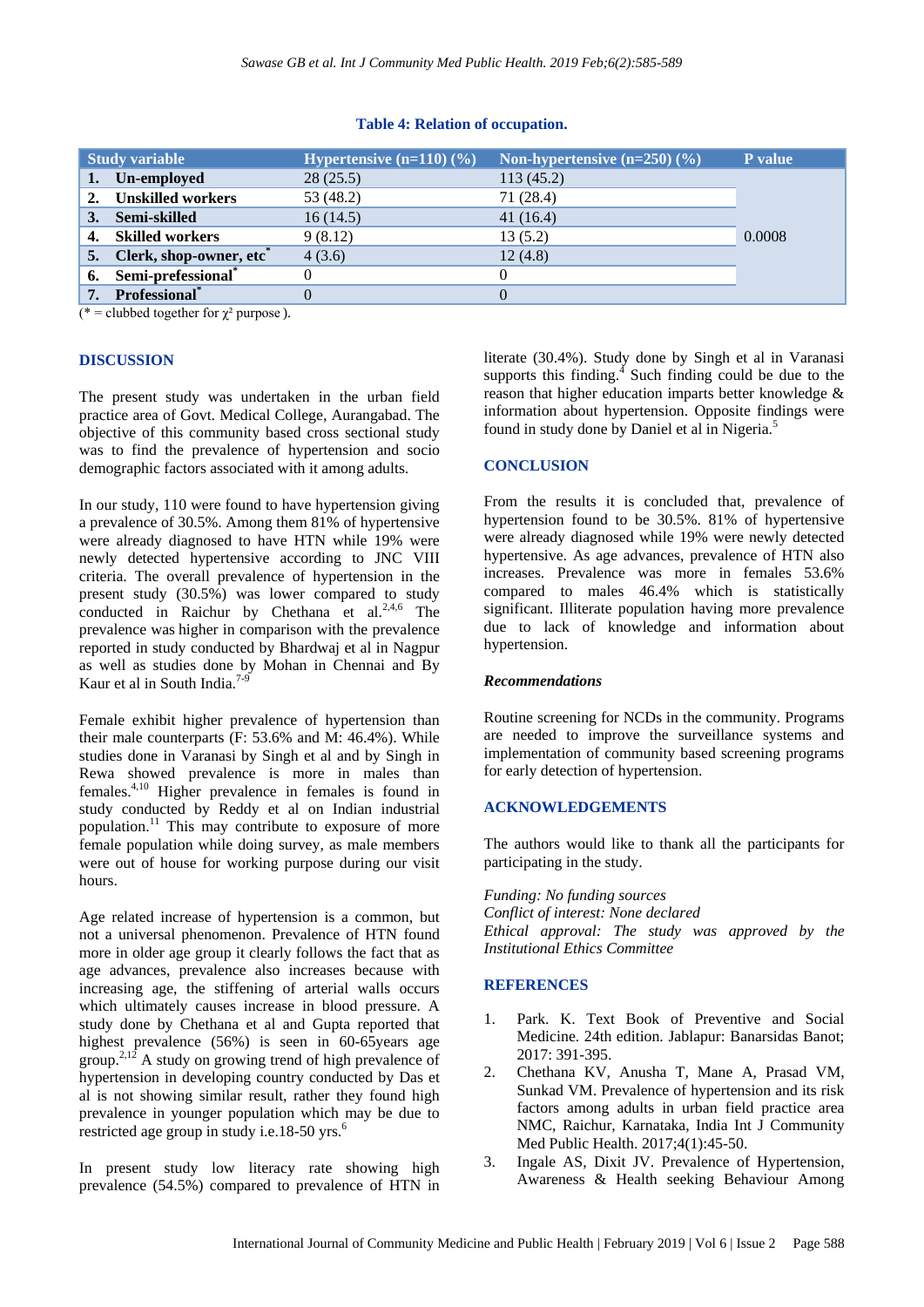**Table 4: Relation of occupation.**

| Study variable | Hypertensive (n=110) (%) | Non-hypertensive (n=250) (%) | P value |
|---|---|---|---|
| 1. Un-employed | 28 (25.5) | 113 (45.2) | 0.0008 |
| 2. Unskilled workers | 53 (48.2) | 71 (28.4) | |
| 3. Semi-skilled | 16 (14.5) | 41 (16.4) | |
| 4. Skilled workers | 9 (8.12) | 13 (5.2) | |
| 5. Clerk, shop-owner, etc* | 4 (3.6) | 12 (4.8) | |
| 6. Semi-prefessional* | 0 | 0 | |
| 7. Professional* | 0 | 0 | |

(* = clubbed together for $\chi^2$ purpose ).

## DISCUSSION

The present study was undertaken in the urban field practice area of Govt. Medical College, Aurangabad. The objective of this community based cross sectional study was to find the prevalence of hypertension and socio demographic factors associated with it among adults.

In our study, 110 were found to have hypertension giving a prevalence of 30.5%. Among them 81% of hypertensive were already diagnosed to have HTN while 19% were newly detected hypertensive according to JNC VIII criteria. The overall prevalence of hypertension in the present study (30.5%) was lower compared to study conducted in Raichur by Chethana et al.[2,4,6] The prevalence was higher in comparison with the prevalence reported in study conducted by Bhardwaj et al in Nagpur as well as studies done by Mohan in Chennai and By Kaur et al in South India.[7-9]

Female exhibit higher prevalence of hypertension than their male counterparts (F: 53.6% and M: 46.4%). While studies done in Varanasi by Singh et al and by Singh in Rewa showed prevalence is more in males than females.[4,10] Higher prevalence in females is found in study conducted by Reddy et al on Indian industrial population.[11] This may contribute to exposure of more female population while doing survey, as male members were out of house for working purpose during our visit hours.

Age related increase of hypertension is a common, but not a universal phenomenon. Prevalence of HTN found more in older age group it clearly follows the fact that as age advances, prevalence also increases because with increasing age, the stiffening of arterial walls occurs which ultimately causes increase in blood pressure. A study done by Chethana et al and Gupta reported that highest prevalence (56%) is seen in 60-65years age group.[2,12] A study on growing trend of high prevalence of hypertension in developing country conducted by Das et al is not showing similar result, rather they found high prevalence in younger population which may be due to restricted age group in study i.e.18-50 yrs.[6]

In present study low literacy rate showing high prevalence (54.5%) compared to prevalence of HTN in literate (30.4%). Study done by Singh et al in Varanasi supports this finding.[4] Such finding could be due to the reason that higher education imparts better knowledge & information about hypertension. Opposite findings were found in study done by Daniel et al in Nigeria.[5]

## CONCLUSION

From the results it is concluded that, prevalence of hypertension found to be 30.5%. 81% of hypertensive were already diagnosed while 19% were newly detected hypertensive. As age advances, prevalence of HTN also increases. Prevalence was more in females 53.6% compared to males 46.4% which is statistically significant. Illiterate population having more prevalence due to lack of knowledge and information about hypertension.

### *Recommendations*

Routine screening for NCDs in the community. Programs are needed to improve the surveillance systems and implementation of community based screening programs for early detection of hypertension.

## ACKNOWLEDGEMENTS

The authors would like to thank all the participants for participating in the study.

*Funding: No funding sources*
*Conflict of interest: None declared*
*Ethical approval: The study was approved by the Institutional Ethics Committee*

## REFERENCES

1. Park. K. Text Book of Preventive and Social Medicine. 24th edition. Jablapur: Banarsidas Banot; 2017: 391-395.
2. Chethana KV, Anusha T, Mane A, Prasad VM, Sunkad VM. Prevalence of hypertension and its risk factors among adults in urban field practice area NMC, Raichur, Karnataka, India Int J Community Med Public Health. 2017;4(1):45-50.
3. Ingale AS, Dixit JV. Prevalence of Hypertension, Awareness & Health seeking Behaviour Among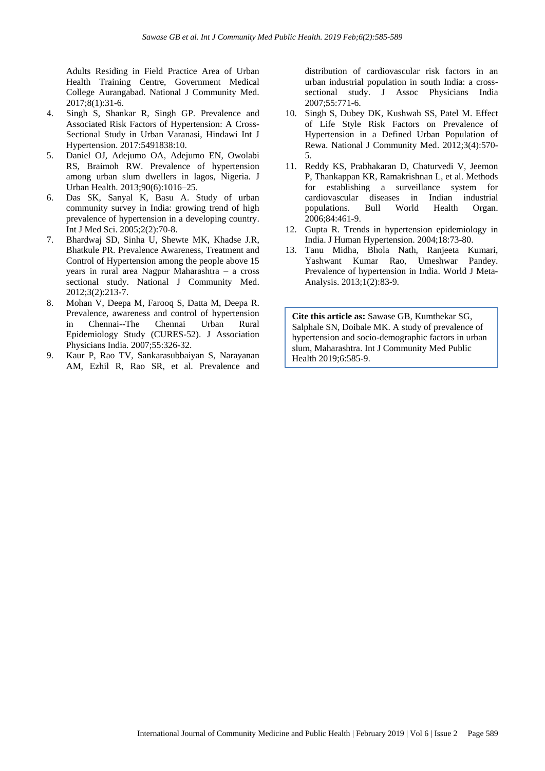Adults Residing in Field Practice Area of Urban Health Training Centre, Government Medical College Aurangabad. National J Community Med. 2017;8(1):31-6.

4. Singh S, Shankar R, Singh GP. Prevalence and Associated Risk Factors of Hypertension: A Cross-Sectional Study in Urban Varanasi, Hindawi Int J Hypertension. 2017:5491838:10.
5. Daniel OJ, Adejumo OA, Adejumo EN, Owolabi RS, Braimoh RW. Prevalence of hypertension among urban slum dwellers in lagos, Nigeria. J Urban Health. 2013;90(6):1016–25.
6. Das SK, Sanyal K, Basu A. Study of urban community survey in India: growing trend of high prevalence of hypertension in a developing country. Int J Med Sci. 2005;2(2):70-8.
7. Bhardwaj SD, Sinha U, Shewte MK, Khadse J.R, Bhatkule PR. Prevalence Awareness, Treatment and Control of Hypertension among the people above 15 years in rural area Nagpur Maharashtra – a cross sectional study. National J Community Med. 2012;3(2):213-7.
8. Mohan V, Deepa M, Farooq S, Datta M, Deepa R. Prevalence, awareness and control of hypertension in Chennai--The Chennai Urban Rural Epidemiology Study (CURES-52). J Association Physicians India. 2007;55:326-32.
9. Kaur P, Rao TV, Sankarasubbaiyan S, Narayanan AM, Ezhil R, Rao SR, et al. Prevalence and distribution of cardiovascular risk factors in an urban industrial population in south India: a cross-sectional study. J Assoc Physicians India 2007;55:771-6.
10. Singh S, Dubey DK, Kushwah SS, Patel M. Effect of Life Style Risk Factors on Prevalence of Hypertension in a Defined Urban Population of Rewa. National J Community Med. 2012;3(4):570-5.
11. Reddy KS, Prabhakaran D, Chaturvedi V, Jeemon P, Thankappan KR, Ramakrishnan L, et al. Methods for establishing a surveillance system for cardiovascular diseases in Indian industrial populations. Bull World Health Organ. 2006;84:461-9.
12. Gupta R. Trends in hypertension epidemiology in India. J Human Hypertension. 2004;18:73-80.
13. Tanu Midha, Bhola Nath, Ranjeeta Kumari, Yashwant Kumar Rao, Umeshwar Pandey. Prevalence of hypertension in India. World J Meta-Analysis. 2013;1(2):83-9.

**Cite this article as:** Sawase GB, Kumthekar SG, Salphale SN, Doibale MK. A study of prevalence of hypertension and socio-demographic factors in urban slum, Maharashtra. Int J Community Med Public Health 2019;6:585-9.